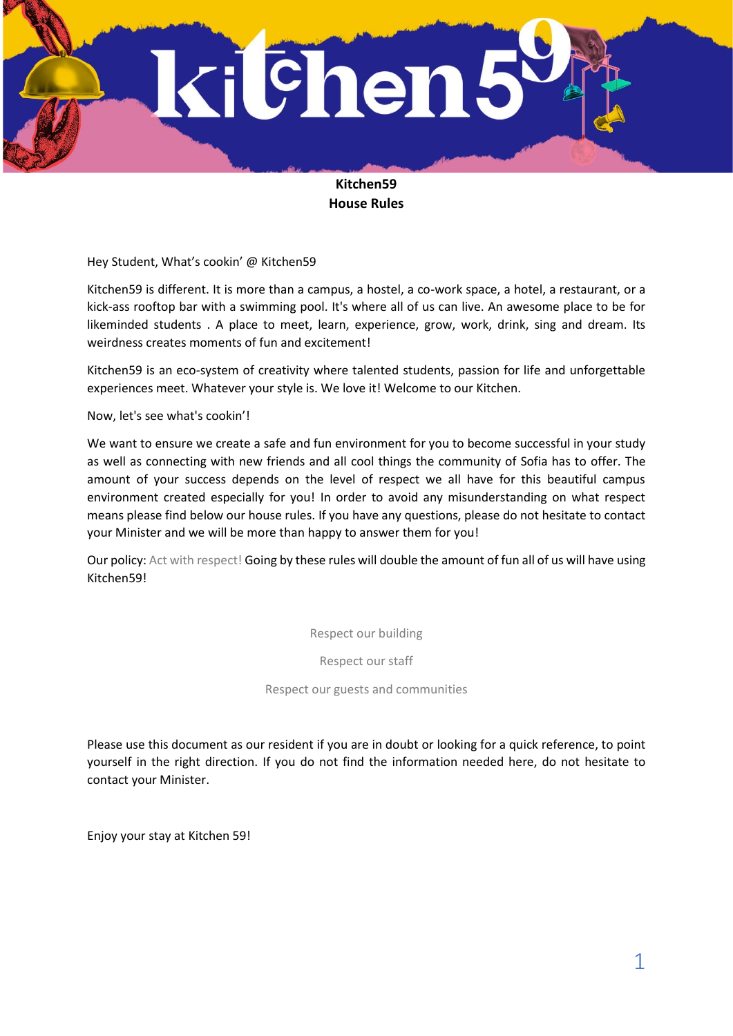# Kitchen59
## House Rules

Hey Student, What's cookin' @ Kitchen59

Kitchen59 is different. It is more than a campus, a hostel, a co-work space, a hotel, a restaurant, or a kick-ass rooftop bar with a swimming pool. It's where all of us can live. An awesome place to be for likeminded students . A place to meet, learn, experience, grow, work, drink, sing and dream. Its weirdness creates moments of fun and excitement!

Kitchen59 is an eco-system of creativity where talented students, passion for life and unforgettable experiences meet. Whatever your style is. We love it! Welcome to our Kitchen.

Now, let's see what's cookin'!

We want to ensure we create a safe and fun environment for you to become successful in your study as well as connecting with new friends and all cool things the community of Sofia has to offer. The amount of your success depends on the level of respect we all have for this beautiful campus environment created especially for you! In order to avoid any misunderstanding on what respect means please find below our house rules. If you have any questions, please do not hesitate to contact your Minister and we will be more than happy to answer them for you!

Our policy: Act with respect! Going by these rules will double the amount of fun all of us will have using Kitchen59!

Respect our building

Respect our staff

Respect our guests and communities

Please use this document as our resident if you are in doubt or looking for a quick reference, to point yourself in the right direction. If you do not find the information needed here, do not hesitate to contact your Minister.

Enjoy your stay at Kitchen 59!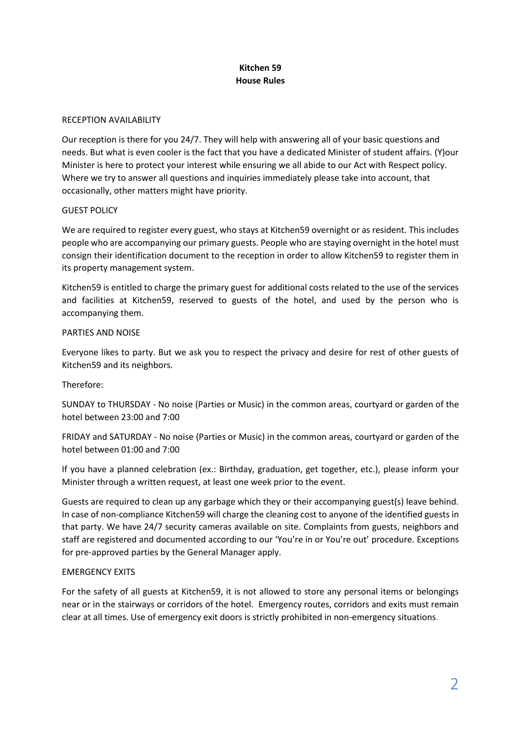**Kitchen 59**
**House Rules**

RECEPTION AVAILABILITY

Our reception is there for you 24/7. They will help with answering all of your basic questions and needs. But what is even cooler is the fact that you have a dedicated Minister of student affairs. (Y)our Minister is here to protect your interest while ensuring we all abide to our Act with Respect policy. Where we try to answer all questions and inquiries immediately please take into account, that occasionally, other matters might have priority.

GUEST POLICY

We are required to register every guest, who stays at Kitchen59 overnight or as resident. This includes people who are accompanying our primary guests. People who are staying overnight in the hotel must consign their identification document to the reception in order to allow Kitchen59 to register them in its property management system.

Kitchen59 is entitled to charge the primary guest for additional costs related to the use of the services and facilities at Kitchen59, reserved to guests of the hotel, and used by the person who is accompanying them.

PARTIES AND NOISE

Everyone likes to party. But we ask you to respect the privacy and desire for rest of other guests of Kitchen59 and its neighbors.

Therefore:

SUNDAY to THURSDAY - No noise (Parties or Music) in the common areas, courtyard or garden of the hotel between 23:00 and 7:00

FRIDAY and SATURDAY - No noise (Parties or Music) in the common areas, courtyard or garden of the hotel between 01:00 and 7:00

If you have a planned celebration (ex.: Birthday, graduation, get together, etc.), please inform your Minister through a written request, at least one week prior to the event.

Guests are required to clean up any garbage which they or their accompanying guest(s) leave behind. In case of non-compliance Kitchen59 will charge the cleaning cost to anyone of the identified guests in that party. We have 24/7 security cameras available on site. Complaints from guests, neighbors and staff are registered and documented according to our 'You're in or You're out' procedure. Exceptions for pre-approved parties by the General Manager apply.

EMERGENCY EXITS

For the safety of all guests at Kitchen59, it is not allowed to store any personal items or belongings near or in the stairways or corridors of the hotel. Emergency routes, corridors and exits must remain clear at all times. Use of emergency exit doors is strictly prohibited in non-emergency situations.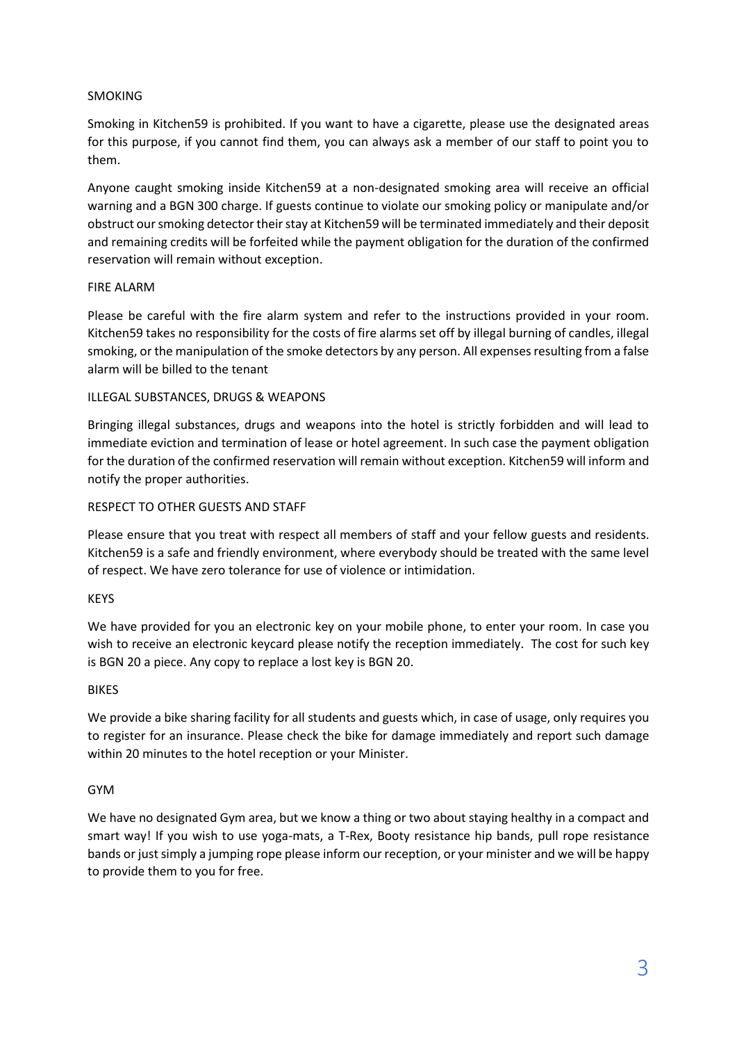## SMOKING

Smoking in Kitchen59 is prohibited. If you want to have a cigarette, please use the designated areas for this purpose, if you cannot find them, you can always ask a member of our staff to point you to them.

Anyone caught smoking inside Kitchen59 at a non-designated smoking area will receive an official warning and a BGN 300 charge. If guests continue to violate our smoking policy or manipulate and/or obstruct our smoking detector their stay at Kitchen59 will be terminated immediately and their deposit and remaining credits will be forfeited while the payment obligation for the duration of the confirmed reservation will remain without exception.

## FIRE ALARM

Please be careful with the fire alarm system and refer to the instructions provided in your room. Kitchen59 takes no responsibility for the costs of fire alarms set off by illegal burning of candles, illegal smoking, or the manipulation of the smoke detectors by any person. All expenses resulting from a false alarm will be billed to the tenant

## ILLEGAL SUBSTANCES, DRUGS & WEAPONS

Bringing illegal substances, drugs and weapons into the hotel is strictly forbidden and will lead to immediate eviction and termination of lease or hotel agreement. In such case the payment obligation for the duration of the confirmed reservation will remain without exception. Kitchen59 will inform and notify the proper authorities.

## RESPECT TO OTHER GUESTS AND STAFF

Please ensure that you treat with respect all members of staff and your fellow guests and residents. Kitchen59 is a safe and friendly environment, where everybody should be treated with the same level of respect. We have zero tolerance for use of violence or intimidation.

## KEYS

We have provided for you an electronic key on your mobile phone, to enter your room. In case you wish to receive an electronic keycard please notify the reception immediately. The cost for such key is BGN 20 a piece. Any copy to replace a lost key is BGN 20.

## BIKES

We provide a bike sharing facility for all students and guests which, in case of usage, only requires you to register for an insurance. Please check the bike for damage immediately and report such damage within 20 minutes to the hotel reception or your Minister.

## GYM

We have no designated Gym area, but we know a thing or two about staying healthy in a compact and smart way! If you wish to use yoga-mats, a T-Rex, Booty resistance hip bands, pull rope resistance bands or just simply a jumping rope please inform our reception, or your minister and we will be happy to provide them to you for free.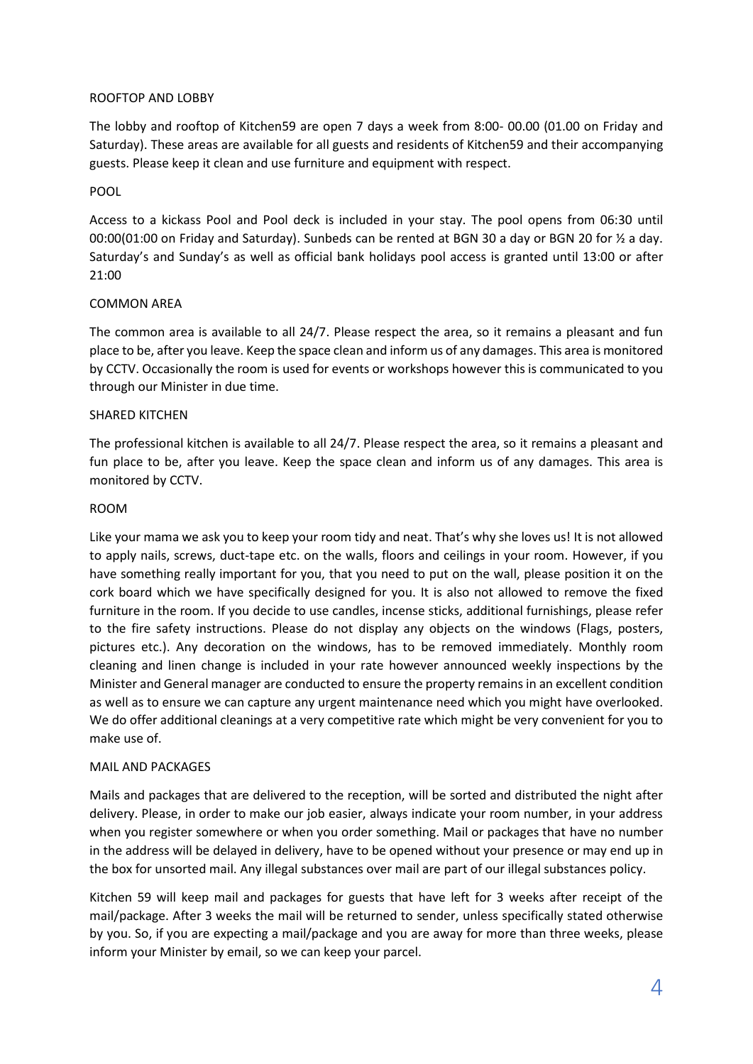## ROOFTOP AND LOBBY

The lobby and rooftop of Kitchen59 are open 7 days a week from 8:00- 00.00 (01.00 on Friday and Saturday). These areas are available for all guests and residents of Kitchen59 and their accompanying guests. Please keep it clean and use furniture and equipment with respect.

## POOL

Access to a kickass Pool and Pool deck is included in your stay. The pool opens from 06:30 until 00:00(01:00 on Friday and Saturday). Sunbeds can be rented at BGN 30 a day or BGN 20 for ½ a day. Saturday's and Sunday's as well as official bank holidays pool access is granted until 13:00 or after 21:00

## COMMON AREA

The common area is available to all 24/7. Please respect the area, so it remains a pleasant and fun place to be, after you leave. Keep the space clean and inform us of any damages. This area is monitored by CCTV. Occasionally the room is used for events or workshops however this is communicated to you through our Minister in due time.

## SHARED KITCHEN

The professional kitchen is available to all 24/7. Please respect the area, so it remains a pleasant and fun place to be, after you leave. Keep the space clean and inform us of any damages. This area is monitored by CCTV.

## ROOM

Like your mama we ask you to keep your room tidy and neat. That's why she loves us! It is not allowed to apply nails, screws, duct-tape etc. on the walls, floors and ceilings in your room. However, if you have something really important for you, that you need to put on the wall, please position it on the cork board which we have specifically designed for you. It is also not allowed to remove the fixed furniture in the room. If you decide to use candles, incense sticks, additional furnishings, please refer to the fire safety instructions. Please do not display any objects on the windows (Flags, posters, pictures etc.). Any decoration on the windows, has to be removed immediately. Monthly room cleaning and linen change is included in your rate however announced weekly inspections by the Minister and General manager are conducted to ensure the property remains in an excellent condition as well as to ensure we can capture any urgent maintenance need which you might have overlooked. We do offer additional cleanings at a very competitive rate which might be very convenient for you to make use of.

## MAIL AND PACKAGES

Mails and packages that are delivered to the reception, will be sorted and distributed the night after delivery. Please, in order to make our job easier, always indicate your room number, in your address when you register somewhere or when you order something. Mail or packages that have no number in the address will be delayed in delivery, have to be opened without your presence or may end up in the box for unsorted mail. Any illegal substances over mail are part of our illegal substances policy.

Kitchen 59 will keep mail and packages for guests that have left for 3 weeks after receipt of the mail/package. After 3 weeks the mail will be returned to sender, unless specifically stated otherwise by you. So, if you are expecting a mail/package and you are away for more than three weeks, please inform your Minister by email, so we can keep your parcel.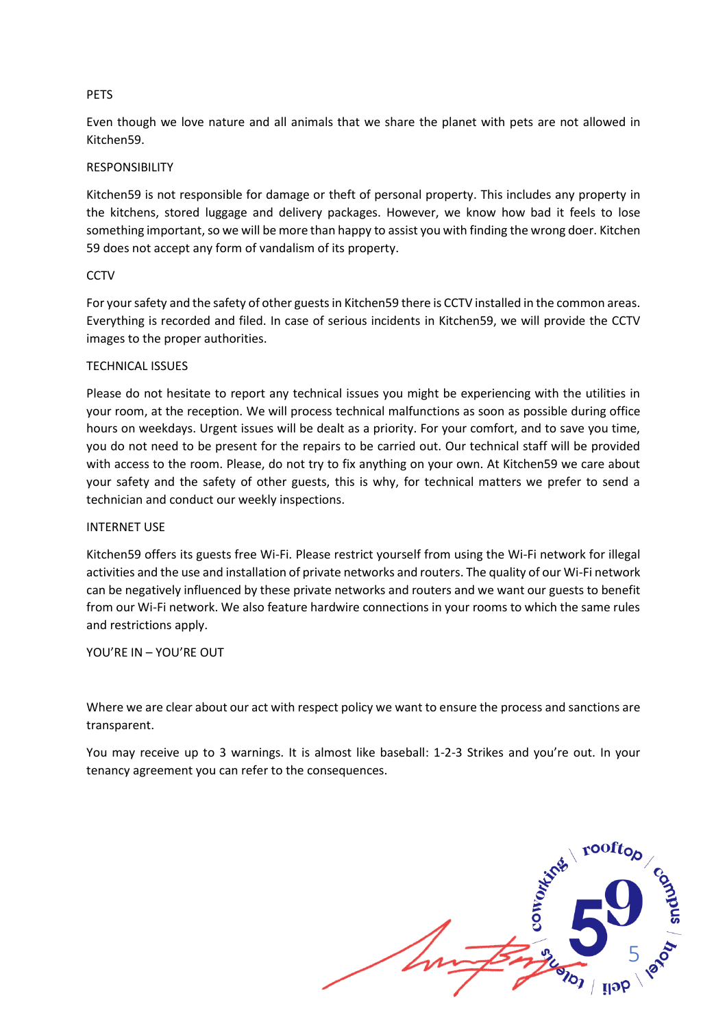## PETS

Even though we love nature and all animals that we share the planet with pets are not allowed in Kitchen59.

## RESPONSIBILITY

Kitchen59 is not responsible for damage or theft of personal property. This includes any property in the kitchens, stored luggage and delivery packages. However, we know how bad it feels to lose something important, so we will be more than happy to assist you with finding the wrong doer. Kitchen 59 does not accept any form of vandalism of its property.

## CCTV

For your safety and the safety of other guests in Kitchen59 there is CCTV installed in the common areas. Everything is recorded and filed. In case of serious incidents in Kitchen59, we will provide the CCTV images to the proper authorities.

## TECHNICAL ISSUES

Please do not hesitate to report any technical issues you might be experiencing with the utilities in your room, at the reception. We will process technical malfunctions as soon as possible during office hours on weekdays. Urgent issues will be dealt as a priority. For your comfort, and to save you time, you do not need to be present for the repairs to be carried out. Our technical staff will be provided with access to the room. Please, do not try to fix anything on your own. At Kitchen59 we care about your safety and the safety of other guests, this is why, for technical matters we prefer to send a technician and conduct our weekly inspections.

## INTERNET USE

Kitchen59 offers its guests free Wi-Fi. Please restrict yourself from using the Wi-Fi network for illegal activities and the use and installation of private networks and routers. The quality of our Wi-Fi network can be negatively influenced by these private networks and routers and we want our guests to benefit from our Wi-Fi network. We also feature hardwire connections in your rooms to which the same rules and restrictions apply.

## YOU'RE IN – YOU'RE OUT

Where we are clear about our act with respect policy we want to ensure the process and sanctions are transparent.

You may receive up to 3 warnings. It is almost like baseball: 1-2-3 Strikes and you're out. In your tenancy agreement you can refer to the consequences.